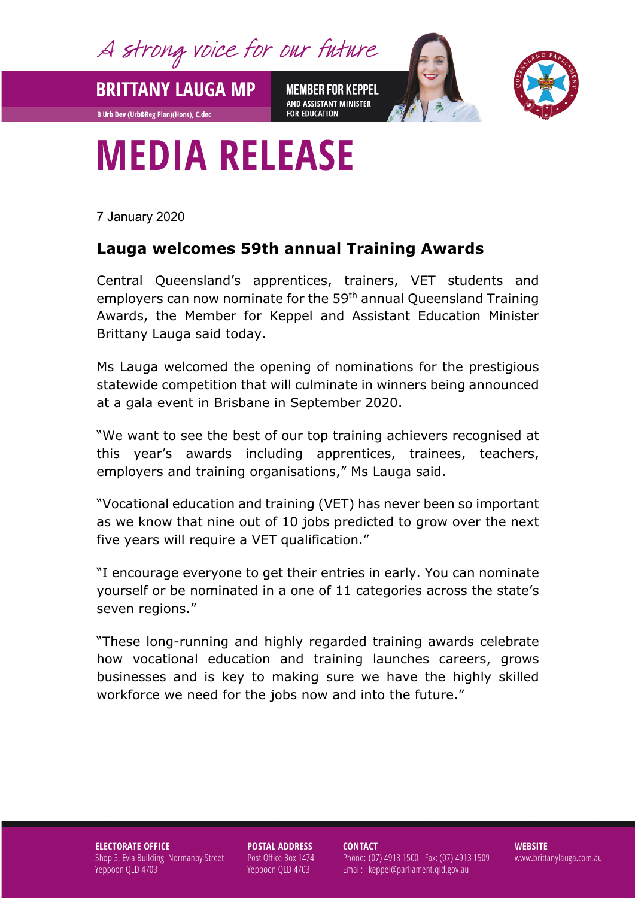A strong voice for our future

**BRITTANY LAUGA MP**

B Urb Dev (Urb&Reg Plan)(Hons), C.dec

**MEMBER FOR KEPPEL**
AND ASSISTANT MINISTER FOR EDUCATION

# MEDIA RELEASE

7 January 2020

## Lauga welcomes 59th annual Training Awards

Central Queensland's apprentices, trainers, VET students and employers can now nominate for the 59th annual Queensland Training Awards, the Member for Keppel and Assistant Education Minister Brittany Lauga said today.

Ms Lauga welcomed the opening of nominations for the prestigious statewide competition that will culminate in winners being announced at a gala event in Brisbane in September 2020.

"We want to see the best of our top training achievers recognised at this year's awards including apprentices, trainees, teachers, employers and training organisations," Ms Lauga said.

"Vocational education and training (VET) has never been so important as we know that nine out of 10 jobs predicted to grow over the next five years will require a VET qualification."

"I encourage everyone to get their entries in early. You can nominate yourself or be nominated in a one of 11 categories across the state's seven regions."

"These long-running and highly regarded training awards celebrate how vocational education and training launches careers, grows businesses and is key to making sure we have the highly skilled workforce we need for the jobs now and into the future."

**ELECTORATE OFFICE**
Shop 3, Evia Building Normanby Street
Yeppoon QLD 4703

**POSTAL ADDRESS**
Post Office Box 1474
Yeppoon QLD 4703

**CONTACT**
Phone: (07) 4913 1500 Fax: (07) 4913 1509
Email: keppel@parliament.qld.gov.au

**WEBSITE**
www.brittanylauga.com.au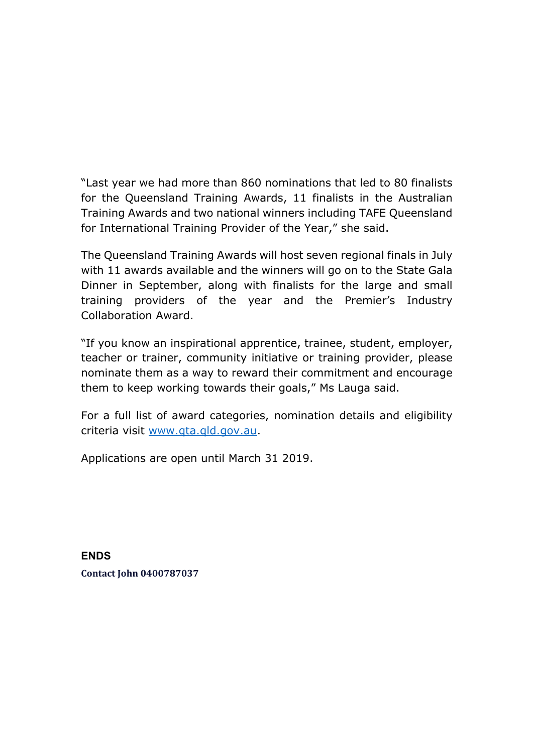"Last year we had more than 860 nominations that led to 80 finalists for the Queensland Training Awards, 11 finalists in the Australian Training Awards and two national winners including TAFE Queensland for International Training Provider of the Year," she said.

The Queensland Training Awards will host seven regional finals in July with 11 awards available and the winners will go on to the State Gala Dinner in September, along with finalists for the large and small training providers of the year and the Premier's Industry Collaboration Award.

"If you know an inspirational apprentice, trainee, student, employer, teacher or trainer, community initiative or training provider, please nominate them as a way to reward their commitment and encourage them to keep working towards their goals," Ms Lauga said.

For a full list of award categories, nomination details and eligibility criteria visit [www.qta.qld.gov.au](http://www.qta.qld.gov.au).

Applications are open until March 31 2019.

**ENDS**

**Contact John 0400787037**